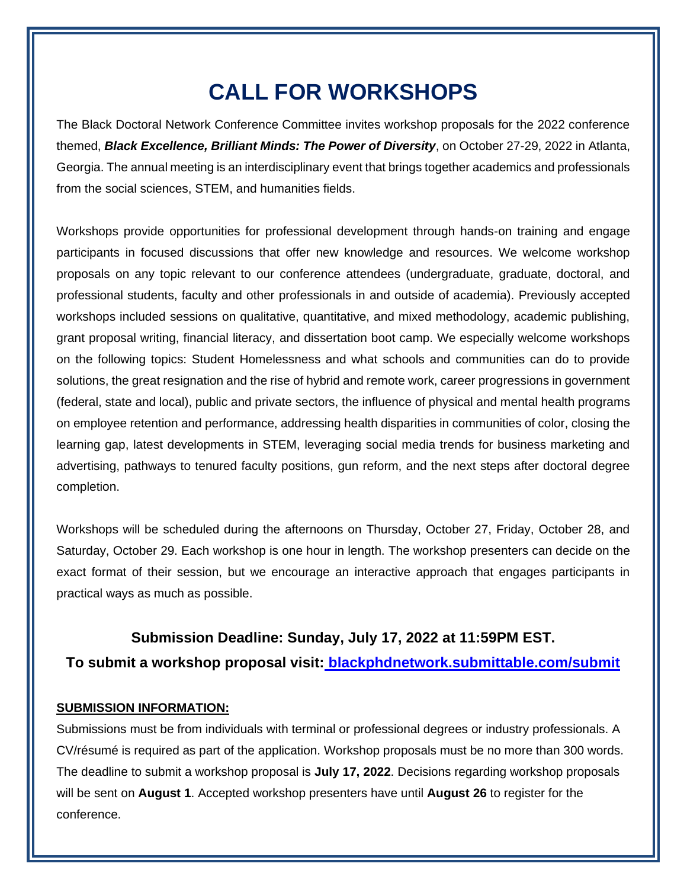# CALL FOR WORKSHOPS

The Black Doctoral Network Conference Committee invites workshop proposals for the 2022 conference themed, ***Black Excellence, Brilliant Minds: The Power of Diversity***, on October 27-29, 2022 in Atlanta, Georgia. The annual meeting is an interdisciplinary event that brings together academics and professionals from the social sciences, STEM, and humanities fields.

Workshops provide opportunities for professional development through hands-on training and engage participants in focused discussions that offer new knowledge and resources. We welcome workshop proposals on any topic relevant to our conference attendees (undergraduate, graduate, doctoral, and professional students, faculty and other professionals in and outside of academia). Previously accepted workshops included sessions on qualitative, quantitative, and mixed methodology, academic publishing, grant proposal writing, financial literacy, and dissertation boot camp. We especially welcome workshops on the following topics: Student Homelessness and what schools and communities can do to provide solutions, the great resignation and the rise of hybrid and remote work, career progressions in government (federal, state and local), public and private sectors, the influence of physical and mental health programs on employee retention and performance, addressing health disparities in communities of color, closing the learning gap, latest developments in STEM, leveraging social media trends for business marketing and advertising, pathways to tenured faculty positions, gun reform, and the next steps after doctoral degree completion.

Workshops will be scheduled during the afternoons on Thursday, October 27, Friday, October 28, and Saturday, October 29. Each workshop is one hour in length. The workshop presenters can decide on the exact format of their session, but we encourage an interactive approach that engages participants in practical ways as much as possible.

**Submission Deadline: Sunday, July 17, 2022 at 11:59PM EST.**

**To submit a workshop proposal visit: blackphdnetwork.submittable.com/submit**

**SUBMISSION INFORMATION:**

Submissions must be from individuals with terminal or professional degrees or industry professionals. A CV/résumé is required as part of the application. Workshop proposals must be no more than 300 words. The deadline to submit a workshop proposal is **July 17, 2022**. Decisions regarding workshop proposals will be sent on **August 1**. Accepted workshop presenters have until **August 26** to register for the conference.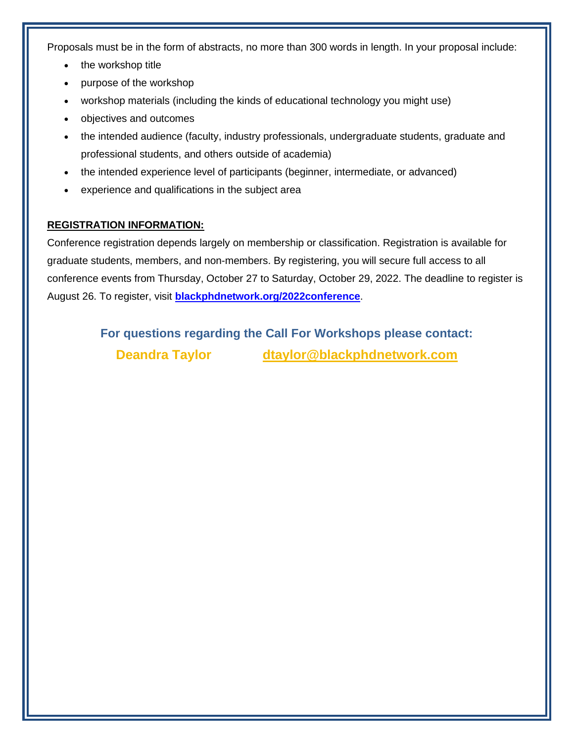Proposals must be in the form of abstracts, no more than 300 words in length. In your proposal include:

- the workshop title
- purpose of the workshop
- workshop materials (including the kinds of educational technology you might use)
- objectives and outcomes
- the intended audience (faculty, industry professionals, undergraduate students, graduate and professional students, and others outside of academia)
- the intended experience level of participants (beginner, intermediate, or advanced)
- experience and qualifications in the subject area

**REGISTRATION INFORMATION:**

Conference registration depends largely on membership or classification. Registration is available for graduate students, members, and non-members. By registering, you will secure full access to all conference events from Thursday, October 27 to Saturday, October 29, 2022. The deadline to register is August 26. To register, visit **blackphdnetwork.org/2022conference**.

**For questions regarding the Call For Workshops please contact:**

**Deandra Taylor** **dtaylor@blackphdnetwork.com**